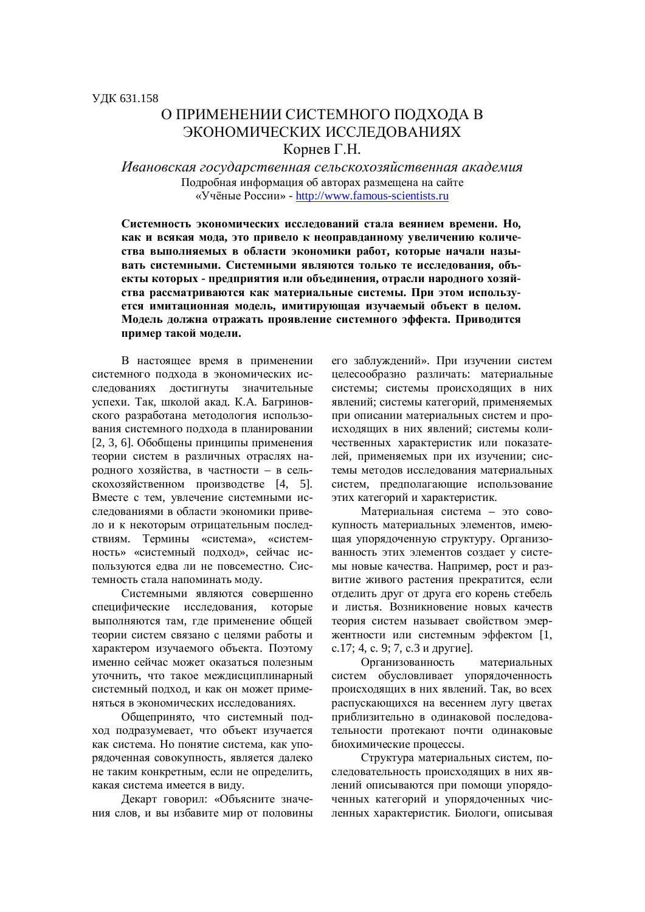УДК 631.158

# О ПРИМЕНЕНИИ СИСТЕМНОГО ПОДХОДА В ЭКОНОМИЧЕСКИХ ИССЛЕДОВАНИЯХ

Корнев Г.Н.

*Ивановская государственная сельскохозяйственная академия*

Подробная информация об авторах размещена на сайте «Учёные России» - http://www.famous-scientists.ru

**Системность экономических исследований стала веянием времени. Но, как и всякая мода, это привело к неоправданному увеличению количества выполняемых в области экономики работ, которые начали называть системными. Системными являются только те исследования, объекты которых - предприятия или объединения, отрасли народного хозяйства рассматриваются как материальные системы. При этом используется имитационная модель, имитирующая изучаемый объект в целом. Модель должна отражать проявление системного эффекта. Приводится пример такой модели.**

В настоящее время в применении системного подхода в экономических исследованиях достигнуты значительные успехи. Так, школой акад. К.А. Багриновского разработана методология использования системного подхода в планировании [2, 3, 6]. Обобщены принципы применения теории систем в различных отраслях народного хозяйства, в частности – в сельскохозяйственном производстве [4, 5]. Вместе с тем, увлечение системными исследованиями в области экономики привело и к некоторым отрицательным последствиям. Термины «система», «системность» «системный подход», сейчас используются едва ли не повсеместно. Системность стала напоминать моду.

Системными являются совершенно специфические исследования, которые выполняются там, где применение общей теории систем связано с целями работы и характером изучаемого объекта. Поэтому именно сейчас может оказаться полезным уточнить, что такое междисциплинарный системный подход, и как он может применяться в экономических исследованиях.

Общепринято, что системный подход подразумевает, что объект изучается как система. Но понятие система, как упорядоченная совокупность, является далеко не таким конкретным, если не определить, какая система имеется в виду.

Декарт говорил: «Объясните значения слов, и вы избавите мир от половины его заблуждений». При изучении систем целесообразно различать: материальные системы; системы происходящих в них явлений; системы категорий, применяемых при описании материальных систем и происходящих в них явлений; системы количественных характеристик или показателей, применяемых при их изучении; системы методов исследования материальных систем, предполагающие использование этих категорий и характеристик.

Материальная система – это совокупность материальных элементов, имеющая упорядоченную структуру. Организованность этих элементов создает у системы новые качества. Например, рост и развитие живого растения прекратится, если отделить друг от друга его корень стебель и листья. Возникновение новых качеств теория систем называет свойством эмержентности или системным эффектом [1, с.17; 4, с. 9; 7, с.3 и другие].

Организованность материальных систем обусловливает упорядоченность происходящих в них явлений. Так, во всех распускающихся на весеннем лугу цветах приблизительно в одинаковой последовательности протекают почти одинаковые биохимические процессы.

Структура материальных систем, последовательность происходящих в них явлений описываются при помощи упорядоченных категорий и упорядоченных численных характеристик. Биологи, описывая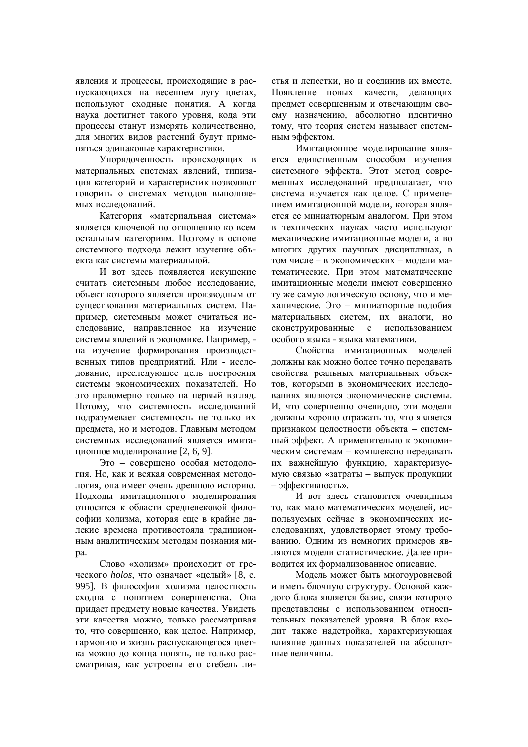явления и процессы, происходящие в распускающихся на весеннем лугу цветах, используют сходные понятия. А когда наука достигнет такого уровня, кода эти процессы станут измерять количественно, для многих видов растений будут применяться одинаковые характеристики.

Упорядоченность происходящих в материальных системах явлений, типизация категорий и характеристик позволяют говорить о системах методов выполняемых исследований.

Категория «материальная система» является ключевой по отношению ко всем остальным категориям. Поэтому в основе системного подхода лежит изучение объекта как системы материальной.

И вот здесь появляется искушение считать системным любое исследование, объект которого является производным от существования материальных систем. Например, системным может считаться исследование, направленное на изучение системы явлений в экономике. Например, - на изучение формирования производственных типов предприятий. Или - исследование, преследующее цель построения системы экономических показателей. Но это правомерно только на первый взгляд. Потому, что системность исследований подразумевает системность не только их предмета, но и методов. Главным методом системных исследований является имитационное моделирование [2, 6, 9].

Это – совершено особая методология. Но, как и всякая современная методология, она имеет очень древнюю историю. Подходы имитационного моделирования относятся к области средневековой философии холизма, которая еще в крайне далекие времена противостояла традиционным аналитическим методам познания мира.

Слово «холизм» происходит от греческого *holos*, что означает «целый» [8, с. 995]. В философии холизма целостность сходна с понятием совершенства. Она придает предмету новые качества. Увидеть эти качества можно, только рассматривая то, что совершенно, как целое. Например, гармонию и жизнь распускающегося цветка можно до конца понять, не только рассматривая, как устроены его стебель листья и лепестки, но и соединив их вместе. Появление новых качеств, делающих предмет совершенным и отвечающим своему назначению, абсолютно идентично тому, что теория систем называет системным эффектом.

Имитационное моделирование является единственным способом изучения системного эффекта. Этот метод современных исследований предполагает, что система изучается как целое. С применением имитационной модели, которая является ее миниатюрным аналогом. При этом в технических науках часто используют механические имитационные модели, а во многих других научных дисциплинах, в том числе – в экономических – модели математические. При этом математические имитационные модели имеют совершенно ту же самую логическую основу, что и механические. Это – миниатюрные подобия материальных систем, их аналоги, но сконструированные с использованием особого языка - языка математики.

Свойства имитационных моделей должны как можно более точно передавать свойства реальных материальных объектов, которыми в экономических исследованиях являются экономические системы. И, что совершенно очевидно, эти модели должны хорошо отражать то, что является признаком целостности объекта – системный эффект. А применительно к экономическим системам – комплексно передавать их важнейшую функцию, характеризуемую связью «затраты – выпуск продукции – эффективность».

И вот здесь становится очевидным то, как мало математических моделей, используемых сейчас в экономических исследованиях, удовлетворяет этому требованию. Одним из немногих примеров являются модели статистические. Далее приводится их формализованное описание.

Модель может быть многоуровневой и иметь блочную структуру. Основой каждого блока является базис, связи которого представлены с использованием относительных показателей уровня. В блок входит также надстройка, характеризующая влияние данных показателей на абсолютные величины.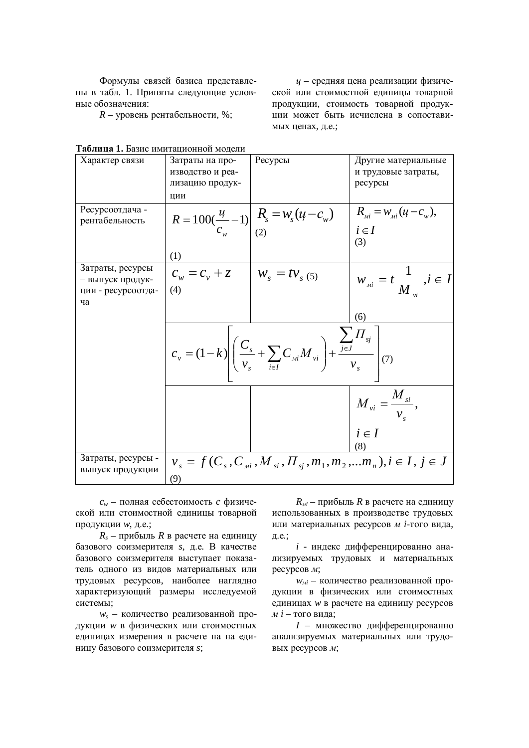Формулы связей базиса представлены в табл. 1. Приняты следующие условные обозначения:

$R$ – уровень рентабельности, %;

$ц$ – средняя цена реализации физической или стоимостной единицы товарной продукции, стоимость товарной продукции может быть исчислена в сопоставимых ценах, д.е.;

**Таблица 1.** Базис имитационной модели

| Характер связи | Затраты на производство и реализацию продукции | Ресурсы | Другие материальные и трудовые затраты, ресурсы |
|---|---|---|---|
| Ресурсоотдача - рентабельность | $R = 100(\frac{ц}{c_w} - 1)$ (1) | $R_s = w_s(ц - c_w)$ (2) | $R_{мi} = w_{мi}(ц - c_w),$ $i \in I$ (3) |
| Затраты, ресурсы – выпуск продукции - ресурсоотдача | $c_w = c_v + z$ (4) | $w_s = tv_s$ (5) | $w_{мi} = t\frac{1}{M_{vi}}, i \in I$ (6) |
| | $c_v = (1-k)\left[\left(\frac{C_s}{v_s} + \sum_{i \in I} C_{мi} M_{vi}\right) + \frac{\sum_{j \in J} П_{sj}}{v_s}\right]$ (7) | | |
| | | | $M_{vi} = \frac{M_{si}}{v_s},$ $i \in I$ (8) |
| Затраты, ресурсы - выпуск продукции | $v_s = f(C_s, C_{мi}, M_{si}, П_{sj}, m_1, m_2, ... m_n), i \in I, j \in J$ (9) | | |

$c_w$ – полная себестоимость $c$ физической или стоимостной единицы товарной продукции $w$, д.е.;

$R_s$ – прибыль $R$ в расчете на единицу базового соизмерителя $s$, д.е. В качестве базового соизмерителя выступает показатель одного из видов материальных или трудовых ресурсов, наиболее наглядно характеризующий размеры исследуемой системы;

$w_s$ – количество реализованной продукции $w$ в физических или стоимостных единицах измерения в расчете на на единицу базового соизмерителя $s$;

$R_{мi}$ – прибыль $R$ в расчете на единицу использованных в производстве трудовых или материальных ресурсов $м$ $i$-того вида, д.е.;

$i$ - индекс дифференцированно анализируемых трудовых и материальных ресурсов $м$;

$w_{мi}$ – количество реализованной продукции в физических или стоимостных единицах $w$ в расчете на единицу ресурсов $м$ $i$ – того вида;

$I$ – множество дифференцированно анализируемых материальных или трудовых ресурсов $м$;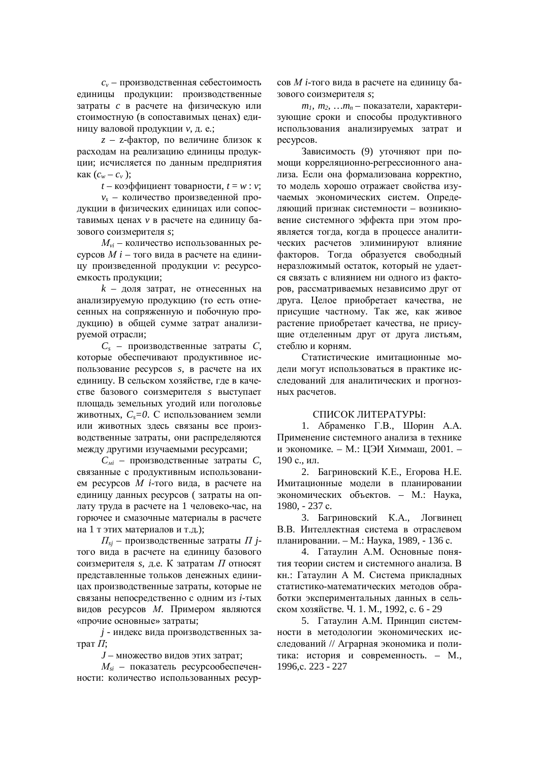$c_v$ – производственная себестоимость единицы продукции: производственные затраты $c$ в расчете на физическую или стоимостную (в сопоставимых ценах) единицу валовой продукции $v$, д. е.;

$z$ – z-фактор, по величине близок к расходам на реализацию единицы продукции; исчисляется по данным предприятия как ($c_w – c_v$ );

$t$ – коэффициент товарности, $t = w : v$;

$v_s$ – количество произведенной продукции в физических единицах или сопоставимых ценах $v$ в расчете на единицу базового соизмерителя $s$;

$M_{vi}$ – количество использованных ресурсов $M$ $i$ – того вида в расчете на единицу произведенной продукции $v$: ресурсоемкость продукции;

$k$ – доля затрат, не отнесенных на анализируемую продукцию (то есть отнесенных на сопряженную и побочную продукцию) в общей сумме затрат анализируемой отрасли;

$C_s$ – производственные затраты $C$, которые обеспечивают продуктивное использование ресурсов $s$, в расчете на их единицу. В сельском хозяйстве, где в качестве базового соизмерителя $s$ выступает площадь земельных угодий или поголовье животных, $C_s=0$. С использованием земли или животных здесь связаны все производственные затраты, они распределяются между другими изучаемыми ресурсами;

$C_{мi}$ – производственные затраты $C$, связанные с продуктивным использованием ресурсов $M$ $i$-того вида, в расчете на единицу данных ресурсов ( затраты на оплату труда в расчете на 1 человеко-час, на горючее и смазочные материалы в расчете на 1 т этих материалов и т.д.);

$П_{sj}$ – производственные затраты $П$ $j$-того вида в расчете на единицу базового соизмерителя $s$, д.е. К затратам $П$ относят представленные тольков денежных единицах производственные затраты, которые не связаны непосредственно с одним из $i$-тых видов ресурсов $M$. Примером являются «прочие основные» затраты;

$j$ - индекс вида производственных затрат $П$;

$J$ – множество видов этих затрат;

$M_{si}$ – показатель ресурсообеспеченности: количество использованных ресурсов $M$ $i$-того вида в расчете на единицу базового соизмерителя $s$;

$m_1$, $m_2$, …$m_n$ – показатели, характеризующие сроки и способы продуктивного использования анализируемых затрат и ресурсов.

Зависимость (9) уточняют при помощи корреляционно-регрессионного анализа. Если она формализована корректно, то модель хорошо отражает свойства изучаемых экономических систем. Определяющий признак системности – возникновение системного эффекта при этом проявляется тогда, когда в процессе аналитических расчетов элиминируют влияние факторов. Тогда образуется свободный неразложимый остаток, который не удается связать с влиянием ни одного из факторов, рассматриваемых независимо друг от друга. Целое приобретает качества, не присущие частному. Так же, как живое растение приобретает качества, не присущие отделенным друг от друга листьям, стеблю и корням.

Статистические имитационные модели могут использоваться в практике исследований для аналитических и прогнозных расчетов.

## СПИСОК ЛИТЕРАТУРЫ:

1. Абраменко Г.В., Шорин А.А. Применение системного анализа в технике и экономике. – М.: ЦЭИ Химмаш, 2001. – 190 с., ил.
2. Багриновский К.Е., Егорова Н.Е. Имитационные модели в планировании экономических объектов. – М.: Наука, 1980, - 237 с.
3. Багриновский К.А., Логвинец В.В. Интеллектная система в отраслевом планировании. – М.: Наука, 1989, - 136 с.
4. Гатаулин А.М. Основные понятия теории систем и системного анализа. В кн.: Гатаулин А М. Система прикладных статистико-математических методов обработки экспериментальных данных в сельском хозяйстве. Ч. 1. М., 1992, с. 6 - 29
5. Гатаулин А.М. Принцип системности в методологии экономических исследований // Аграрная экономика и политика: история и современность. – М., 1996,с. 223 - 227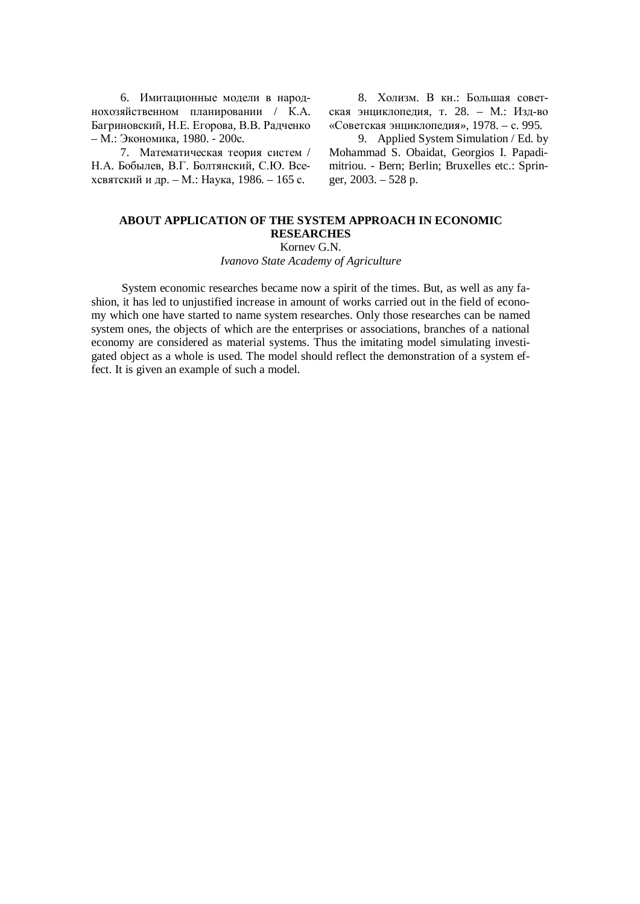6. Имитационные модели в народнохозяйственном планировании / К.А. Багриновский, Н.Е. Егорова, В.В. Радченко – М.: Экономика, 1980. - 200с.

7. Математическая теория систем / Н.А. Бобылев, В.Г. Болтянский, С.Ю. Всехсвятский и др. – М.: Наука, 1986. – 165 с.

8. Холизм. В кн.: Большая советская энциклопедия, т. 28. – М.: Изд-во «Советская энциклопедия», 1978. – с. 995.

9. Applied System Simulation / Ed. by Mohammad S. Obaidat, Georgios I. Papadimitriou. - Bern; Berlin; Bruxelles etc.: Springer, 2003. – 528 p.

## ABOUT APPLICATION OF THE SYSTEM APPROACH IN ECONOMIC RESEARCHES

Kornev G.N.

*Ivanovo State Academy of Agriculture*

System economic researches became now a spirit of the times. But, as well as any fashion, it has led to unjustified increase in amount of works carried out in the field of economy which one have started to name system researches. Only those researches can be named system ones, the objects of which are the enterprises or associations, branches of a national economy are considered as material systems. Thus the imitating model simulating investigated object as a whole is used. The model should reflect the demonstration of a system effect. It is given an example of such a model.